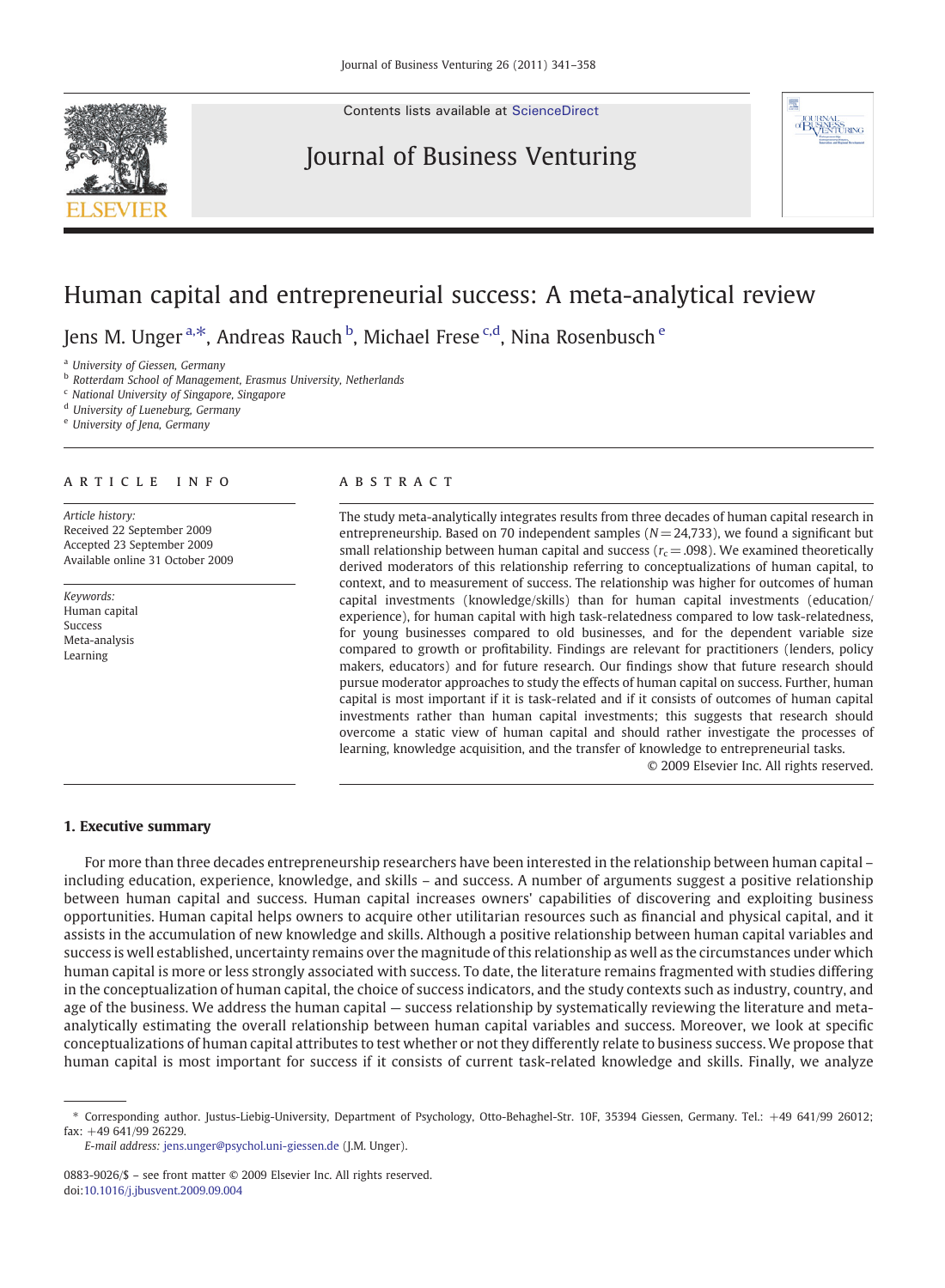Contents lists available at ScienceDirect

# Journal of Business Venturing

# Human capital and entrepreneurial success: A meta-analytical review

Jens M. Unger [a,*], Andreas Rauch [b], Michael Frese [c,d], Nina Rosenbusch [e]

[a] University of Giessen, Germany
[b] Rotterdam School of Management, Erasmus University, Netherlands
[c] National University of Singapore, Singapore
[d] University of Lueneburg, Germany
[e] University of Jena, Germany

**ARTICLE INFO**

*Article history:*
Received 22 September 2009
Accepted 23 September 2009
Available online 31 October 2009

*Keywords:*
Human capital
Success
Meta-analysis
Learning

**ABSTRACT**

The study meta-analytically integrates results from three decades of human capital research in entrepreneurship. Based on 70 independent samples ($N = 24{,}733$), we found a significant but small relationship between human capital and success ($r_c = .098$). We examined theoretically derived moderators of this relationship referring to conceptualizations of human capital, to context, and to measurement of success. The relationship was higher for outcomes of human capital investments (knowledge/skills) than for human capital investments (education/experience), for human capital with high task-relatedness compared to low task-relatedness, for young businesses compared to old businesses, and for the dependent variable size compared to growth or profitability. Findings are relevant for practitioners (lenders, policy makers, educators) and for future research. Our findings show that future research should pursue moderator approaches to study the effects of human capital on success. Further, human capital is most important if it is task-related and if it consists of outcomes of human capital investments rather than human capital investments; this suggests that research should overcome a static view of human capital and should rather investigate the processes of learning, knowledge acquisition, and the transfer of knowledge to entrepreneurial tasks.

© 2009 Elsevier Inc. All rights reserved.

## 1. Executive summary

For more than three decades entrepreneurship researchers have been interested in the relationship between human capital – including education, experience, knowledge, and skills – and success. A number of arguments suggest a positive relationship between human capital and success. Human capital increases owners' capabilities of discovering and exploiting business opportunities. Human capital helps owners to acquire other utilitarian resources such as financial and physical capital, and it assists in the accumulation of new knowledge and skills. Although a positive relationship between human capital variables and success is well established, uncertainty remains over the magnitude of this relationship as well as the circumstances under which human capital is more or less strongly associated with success. To date, the literature remains fragmented with studies differing in the conceptualization of human capital, the choice of success indicators, and the study contexts such as industry, country, and age of the business. We address the human capital — success relationship by systematically reviewing the literature and meta-analytically estimating the overall relationship between human capital variables and success. Moreover, we look at specific conceptualizations of human capital attributes to test whether or not they differently relate to business success. We propose that human capital is most important for success if it consists of current task-related knowledge and skills. Finally, we analyze

* Corresponding author. Justus-Liebig-University, Department of Psychology, Otto-Behaghel-Str. 10F, 35394 Giessen, Germany. Tel.: +49 641/99 26012; fax: +49 641/99 26229.
*E-mail address:* jens.unger@psychol.uni-giessen.de (J.M. Unger).

0883-9026/$ – see front matter © 2009 Elsevier Inc. All rights reserved.
doi:10.1016/j.jbusvent.2009.09.004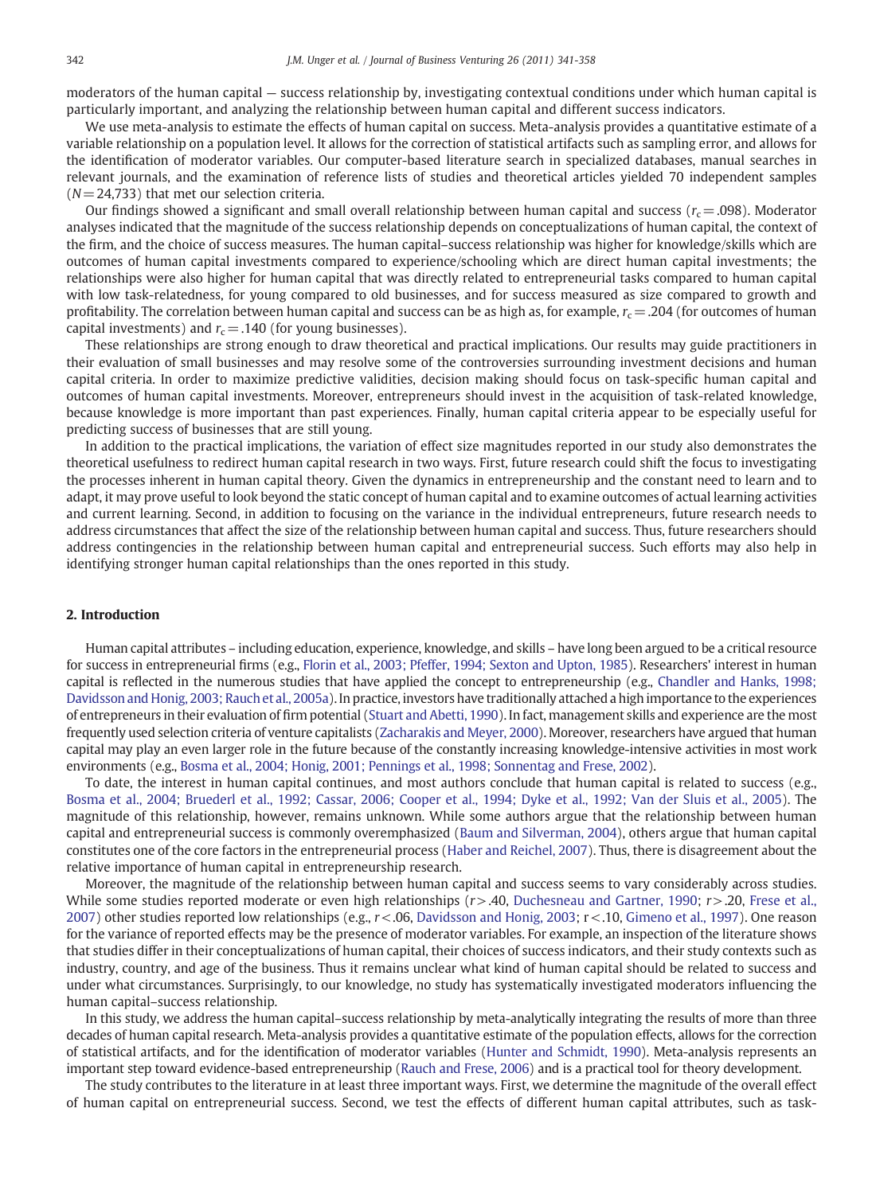moderators of the human capital — success relationship by, investigating contextual conditions under which human capital is particularly important, and analyzing the relationship between human capital and different success indicators.

We use meta-analysis to estimate the effects of human capital on success. Meta-analysis provides a quantitative estimate of a variable relationship on a population level. It allows for the correction of statistical artifacts such as sampling error, and allows for the identification of moderator variables. Our computer-based literature search in specialized databases, manual searches in relevant journals, and the examination of reference lists of studies and theoretical articles yielded 70 independent samples ($N = 24{,}733$) that met our selection criteria.

Our findings showed a significant and small overall relationship between human capital and success ($r_c = .098$). Moderator analyses indicated that the magnitude of the success relationship depends on conceptualizations of human capital, the context of the firm, and the choice of success measures. The human capital–success relationship was higher for knowledge/skills which are outcomes of human capital investments compared to experience/schooling which are direct human capital investments; the relationships were also higher for human capital that was directly related to entrepreneurial tasks compared to human capital with low task-relatedness, for young compared to old businesses, and for success measured as size compared to growth and profitability. The correlation between human capital and success can be as high as, for example, $r_c = .204$ (for outcomes of human capital investments) and $r_c = .140$ (for young businesses).

These relationships are strong enough to draw theoretical and practical implications. Our results may guide practitioners in their evaluation of small businesses and may resolve some of the controversies surrounding investment decisions and human capital criteria. In order to maximize predictive validities, decision making should focus on task-specific human capital and outcomes of human capital investments. Moreover, entrepreneurs should invest in the acquisition of task-related knowledge, because knowledge is more important than past experiences. Finally, human capital criteria appear to be especially useful for predicting success of businesses that are still young.

In addition to the practical implications, the variation of effect size magnitudes reported in our study also demonstrates the theoretical usefulness to redirect human capital research in two ways. First, future research could shift the focus to investigating the processes inherent in human capital theory. Given the dynamics in entrepreneurship and the constant need to learn and to adapt, it may prove useful to look beyond the static concept of human capital and to examine outcomes of actual learning activities and current learning. Second, in addition to focusing on the variance in the individual entrepreneurs, future research needs to address circumstances that affect the size of the relationship between human capital and success. Thus, future researchers should address contingencies in the relationship between human capital and entrepreneurial success. Such efforts may also help in identifying stronger human capital relationships than the ones reported in this study.

## 2. Introduction

Human capital attributes – including education, experience, knowledge, and skills – have long been argued to be a critical resource for success in entrepreneurial firms (e.g., Florin et al., 2003; Pfeffer, 1994; Sexton and Upton, 1985). Researchers' interest in human capital is reflected in the numerous studies that have applied the concept to entrepreneurship (e.g., Chandler and Hanks, 1998; Davidsson and Honig, 2003; Rauch et al., 2005a). In practice, investors have traditionally attached a high importance to the experiences of entrepreneurs in their evaluation of firm potential (Stuart and Abetti, 1990). In fact, management skills and experience are the most frequently used selection criteria of venture capitalists (Zacharakis and Meyer, 2000). Moreover, researchers have argued that human capital may play an even larger role in the future because of the constantly increasing knowledge-intensive activities in most work environments (e.g., Bosma et al., 2004; Honig, 2001; Pennings et al., 1998; Sonnentag and Frese, 2002).

To date, the interest in human capital continues, and most authors conclude that human capital is related to success (e.g., Bosma et al., 2004; Bruederl et al., 1992; Cassar, 2006; Cooper et al., 1994; Dyke et al., 1992; Van der Sluis et al., 2005). The magnitude of this relationship, however, remains unknown. While some authors argue that the relationship between human capital and entrepreneurial success is commonly overemphasized (Baum and Silverman, 2004), others argue that human capital constitutes one of the core factors in the entrepreneurial process (Haber and Reichel, 2007). Thus, there is disagreement about the relative importance of human capital in entrepreneurship research.

Moreover, the magnitude of the relationship between human capital and success seems to vary considerably across studies. While some studies reported moderate or even high relationships ($r > .40$, Duchesneau and Gartner, 1990; $r > .20$, Frese et al., 2007) other studies reported low relationships (e.g., $r < .06$, Davidsson and Honig, 2003; $r < .10$, Gimeno et al., 1997). One reason for the variance of reported effects may be the presence of moderator variables. For example, an inspection of the literature shows that studies differ in their conceptualizations of human capital, their choices of success indicators, and their study contexts such as industry, country, and age of the business. Thus it remains unclear what kind of human capital should be related to success and under what circumstances. Surprisingly, to our knowledge, no study has systematically investigated moderators influencing the human capital–success relationship.

In this study, we address the human capital–success relationship by meta-analytically integrating the results of more than three decades of human capital research. Meta-analysis provides a quantitative estimate of the population effects, allows for the correction of statistical artifacts, and for the identification of moderator variables (Hunter and Schmidt, 1990). Meta-analysis represents an important step toward evidence-based entrepreneurship (Rauch and Frese, 2006) and is a practical tool for theory development.

The study contributes to the literature in at least three important ways. First, we determine the magnitude of the overall effect of human capital on entrepreneurial success. Second, we test the effects of different human capital attributes, such as task-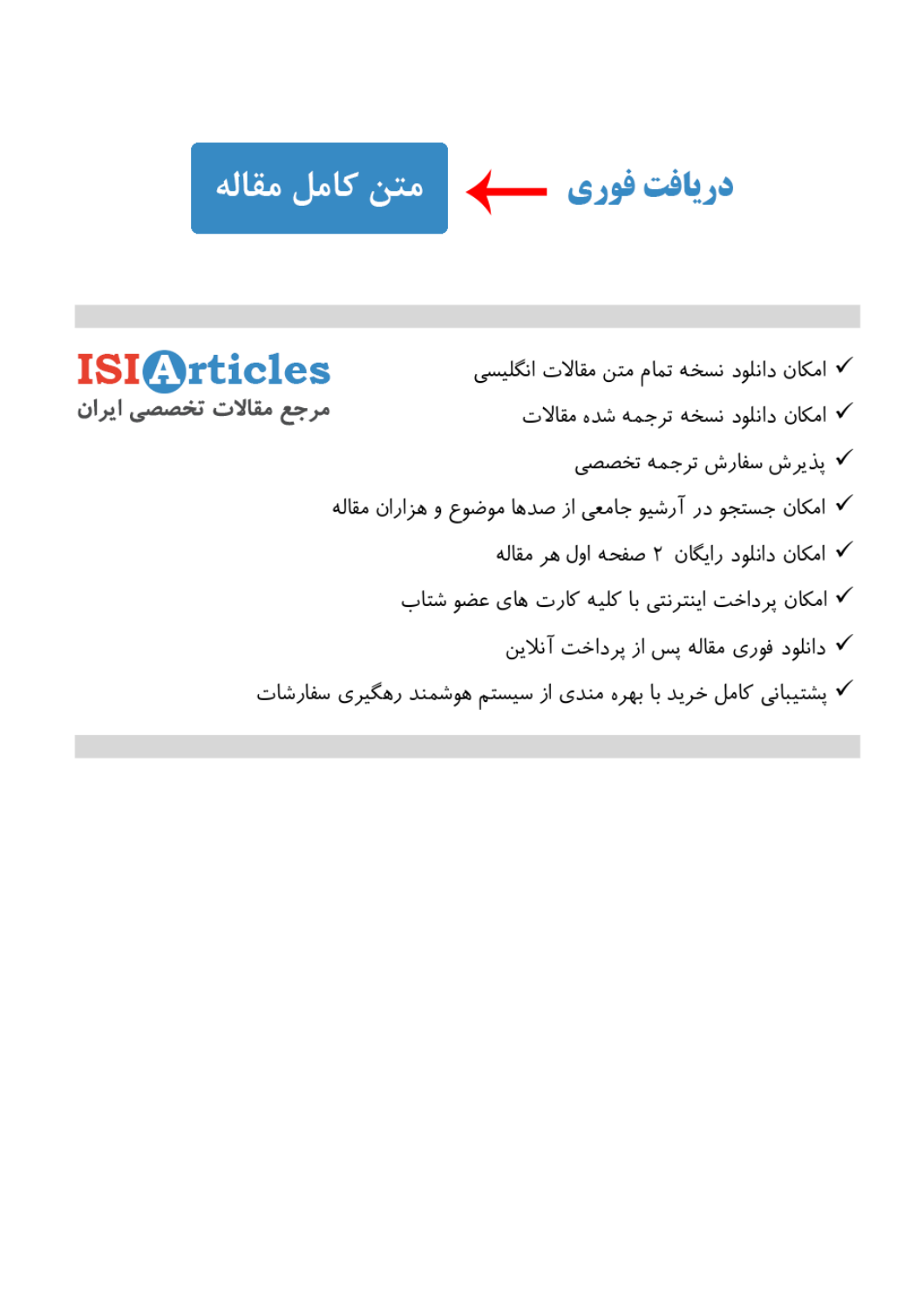دریافت فوری ← **متن کامل مقاله**

**ISIArticles**
مرجع مقالات تخصصی ایران

- ✓ امکان دانلود نسخه تمام متن مقالات انگلیسی
- ✓ امکان دانلود نسخه ترجمه شده مقالات
- ✓ پذیرش سفارش ترجمه تخصصی
- ✓ امکان جستجو در آرشیو جامعی از صدها موضوع و هزاران مقاله
- ✓ امکان دانلود رایگان ۲ صفحه اول هر مقاله
- ✓ امکان پرداخت اینترنتی با کلیه کارت های عضو شتاب
- ✓ دانلود فوری مقاله پس از پرداخت آنلاین
- ✓ پشتیبانی کامل خرید با بهره مندی از سیستم هوشمند رهگیری سفارشات